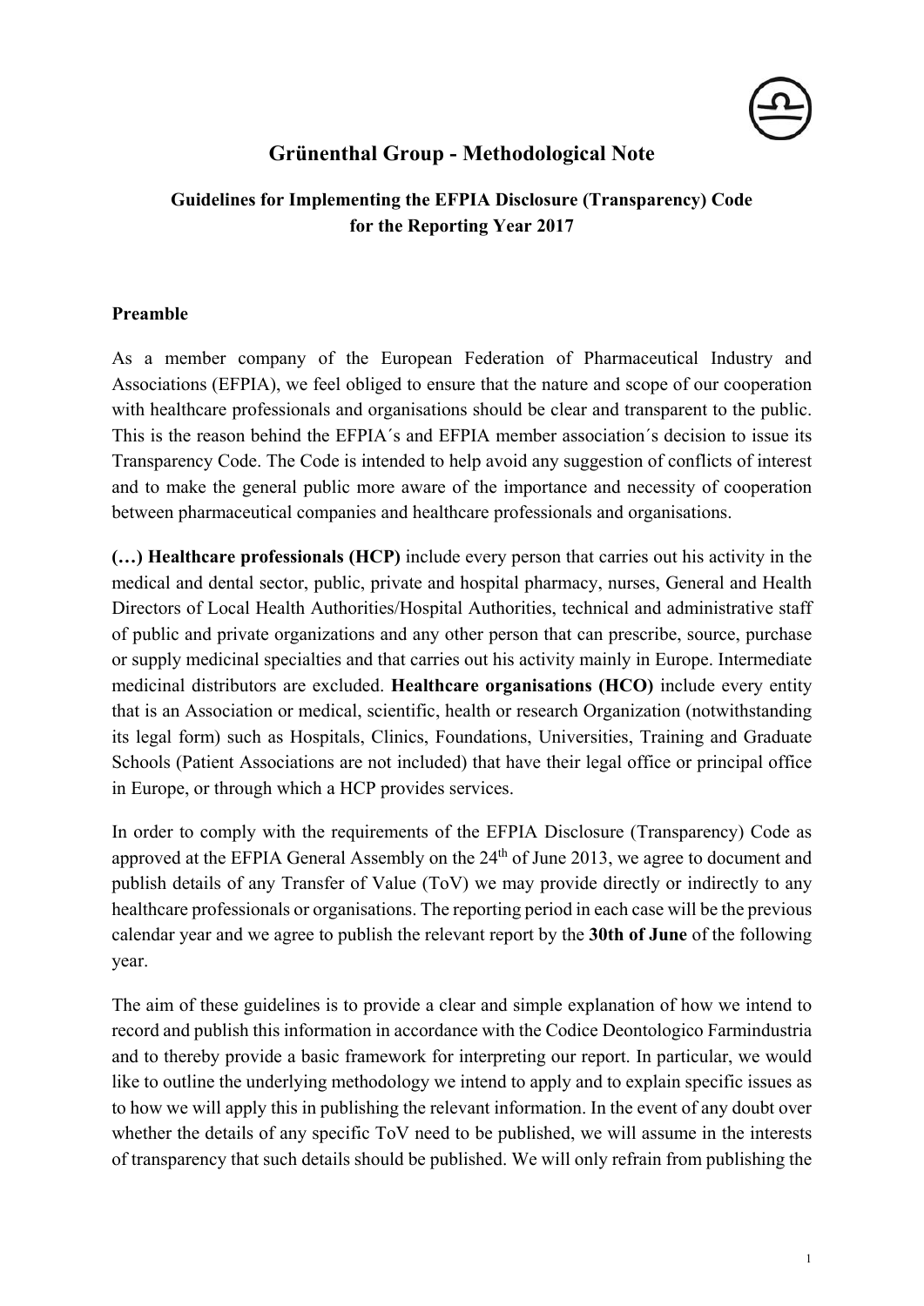# Grünenthal Group - Methodological Note

### Guidelines for Implementing the EFPIA Disclosure (Transparency) Code for the Reporting Year 2017

**Preamble**

As a member company of the European Federation of Pharmaceutical Industry and Associations (EFPIA), we feel obliged to ensure that the nature and scope of our cooperation with healthcare professionals and organisations should be clear and transparent to the public. This is the reason behind the EFPIA´s and EFPIA member association´s decision to issue its Transparency Code. The Code is intended to help avoid any suggestion of conflicts of interest and to make the general public more aware of the importance and necessity of cooperation between pharmaceutical companies and healthcare professionals and organisations.

**(…) Healthcare professionals (HCP)** include every person that carries out his activity in the medical and dental sector, public, private and hospital pharmacy, nurses, General and Health Directors of Local Health Authorities/Hospital Authorities, technical and administrative staff of public and private organizations and any other person that can prescribe, source, purchase or supply medicinal specialties and that carries out his activity mainly in Europe. Intermediate medicinal distributors are excluded. **Healthcare organisations (HCO)** include every entity that is an Association or medical, scientific, health or research Organization (notwithstanding its legal form) such as Hospitals, Clinics, Foundations, Universities, Training and Graduate Schools (Patient Associations are not included) that have their legal office or principal office in Europe, or through which a HCP provides services.

In order to comply with the requirements of the EFPIA Disclosure (Transparency) Code as approved at the EFPIA General Assembly on the 24th of June 2013, we agree to document and publish details of any Transfer of Value (ToV) we may provide directly or indirectly to any healthcare professionals or organisations. The reporting period in each case will be the previous calendar year and we agree to publish the relevant report by the **30th of June** of the following year.

The aim of these guidelines is to provide a clear and simple explanation of how we intend to record and publish this information in accordance with the Codice Deontologico Farmindustria and to thereby provide a basic framework for interpreting our report. In particular, we would like to outline the underlying methodology we intend to apply and to explain specific issues as to how we will apply this in publishing the relevant information. In the event of any doubt over whether the details of any specific ToV need to be published, we will assume in the interests of transparency that such details should be published. We will only refrain from publishing the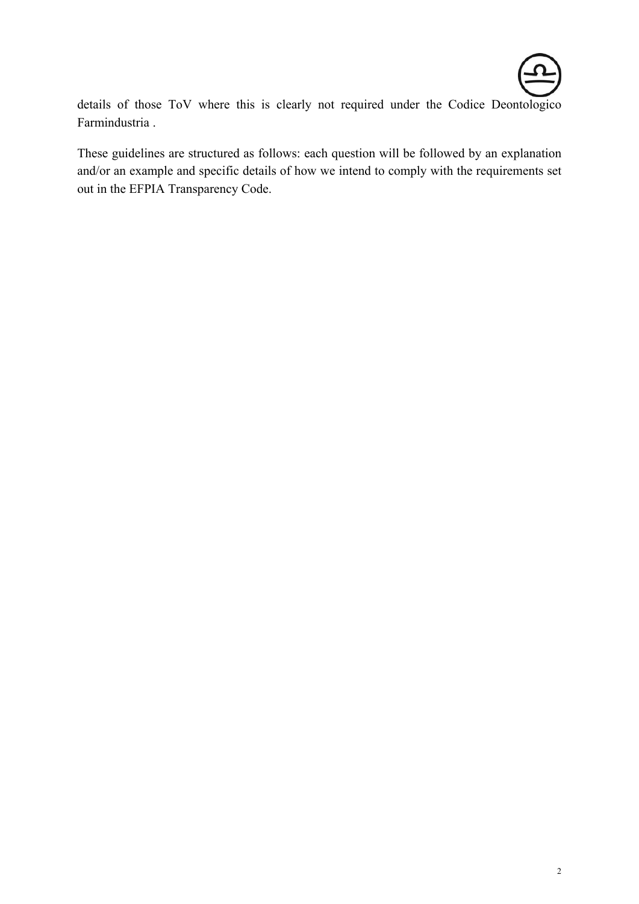details of those ToV where this is clearly not required under the Codice Deontologico Farmindustria .

These guidelines are structured as follows: each question will be followed by an explanation and/or an example and specific details of how we intend to comply with the requirements set out in the EFPIA Transparency Code.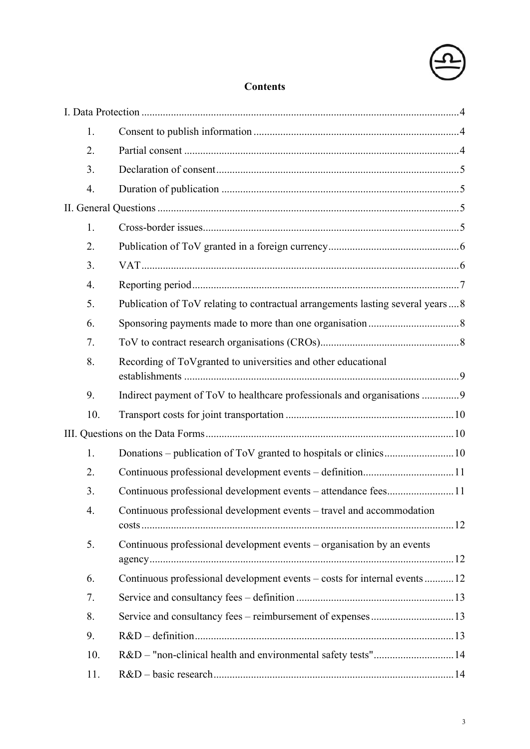## Contents

I. Data Protection ... 4

1. Consent to publish information ... 4
2. Partial consent ... 4
3. Declaration of consent ... 5
4. Duration of publication ... 5

II. General Questions ... 5

1. Cross-border issues ... 5
2. Publication of ToV granted in a foreign currency ... 6
3. VAT ... 6
4. Reporting period ... 7
5. Publication of ToV relating to contractual arrangements lasting several years ... 8
6. Sponsoring payments made to more than one organisation ... 8
7. ToV to contract research organisations (CROs) ... 8
8. Recording of ToVgranted to universities and other educational establishments ... 9
9. Indirect payment of ToV to healthcare professionals and organisations ... 9
10. Transport costs for joint transportation ... 10

III. Questions on the Data Forms ... 10

1. Donations – publication of ToV granted to hospitals or clinics ... 10
2. Continuous professional development events – definition ... 11
3. Continuous professional development events – attendance fees ... 11
4. Continuous professional development events – travel and accommodation costs ... 12
5. Continuous professional development events – organisation by an events agency ... 12
6. Continuous professional development events – costs for internal events ... 12
7. Service and consultancy fees – definition ... 13
8. Service and consultancy fees – reimbursement of expenses ... 13
9. R&D – definition ... 13
10. R&D – "non-clinical health and environmental safety tests" ... 14
11. R&D – basic research ... 14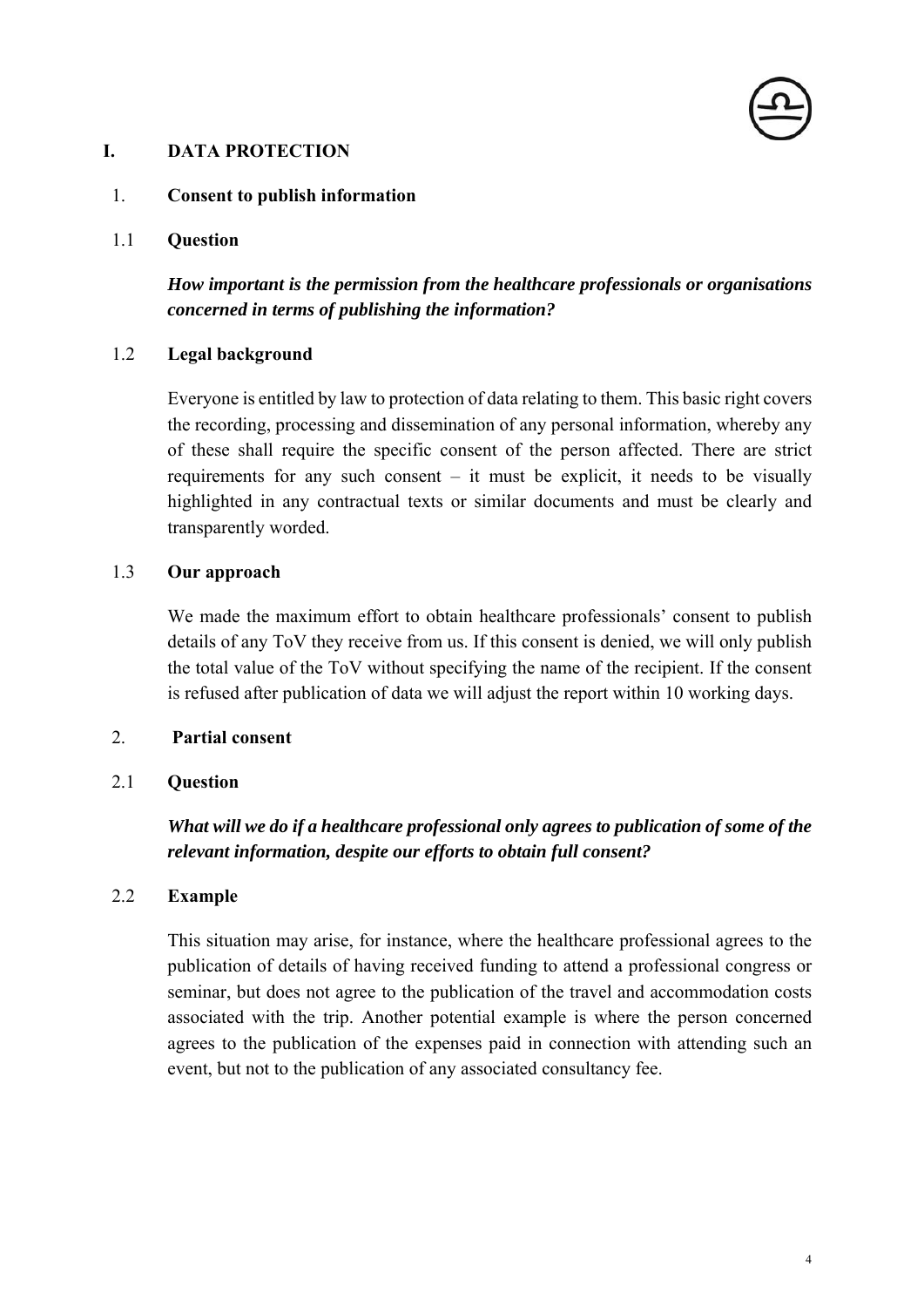# I. DATA PROTECTION

## 1. Consent to publish information

### 1.1 Question

***How important is the permission from the healthcare professionals or organisations concerned in terms of publishing the information?***

### 1.2 Legal background

Everyone is entitled by law to protection of data relating to them. This basic right covers the recording, processing and dissemination of any personal information, whereby any of these shall require the specific consent of the person affected. There are strict requirements for any such consent – it must be explicit, it needs to be visually highlighted in any contractual texts or similar documents and must be clearly and transparently worded.

### 1.3 Our approach

We made the maximum effort to obtain healthcare professionals' consent to publish details of any ToV they receive from us. If this consent is denied, we will only publish the total value of the ToV without specifying the name of the recipient. If the consent is refused after publication of data we will adjust the report within 10 working days.

## 2. Partial consent

### 2.1 Question

***What will we do if a healthcare professional only agrees to publication of some of the relevant information, despite our efforts to obtain full consent?***

### 2.2 Example

This situation may arise, for instance, where the healthcare professional agrees to the publication of details of having received funding to attend a professional congress or seminar, but does not agree to the publication of the travel and accommodation costs associated with the trip. Another potential example is where the person concerned agrees to the publication of the expenses paid in connection with attending such an event, but not to the publication of any associated consultancy fee.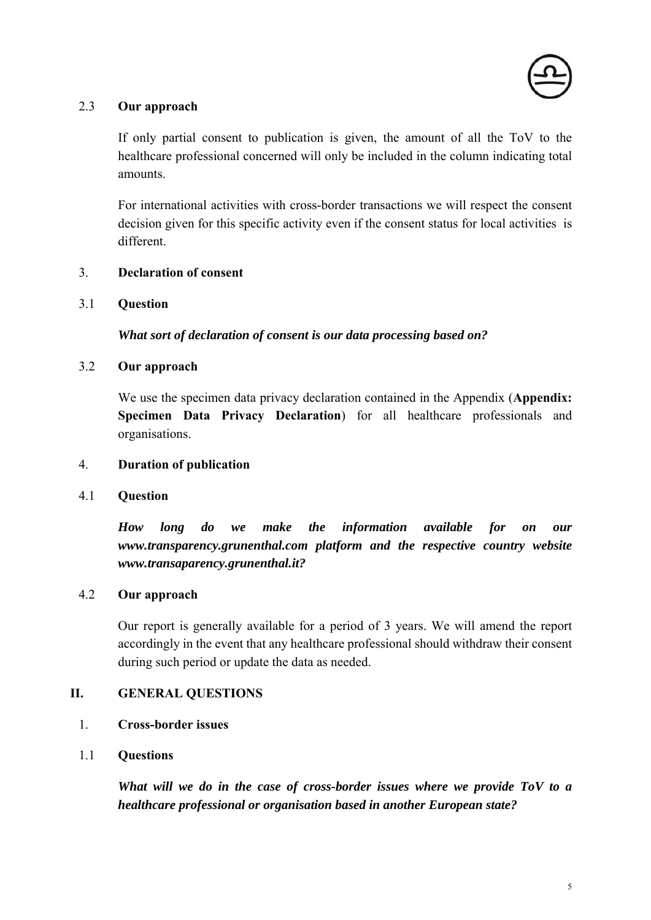2.3 **Our approach**

If only partial consent to publication is given, the amount of all the ToV to the healthcare professional concerned will only be included in the column indicating total amounts.

For international activities with cross-border transactions we will respect the consent decision given for this specific activity even if the consent status for local activities is different.

3. **Declaration of consent**

3.1 **Question**

***What sort of declaration of consent is our data processing based on?***

3.2 **Our approach**

We use the specimen data privacy declaration contained in the Appendix (**Appendix: Specimen Data Privacy Declaration**) for all healthcare professionals and organisations.

4. **Duration of publication**

4.1 **Question**

***How long do we make the information available for on our www.transparency.grunenthal.com platform and the respective country website www.transaparency.grunenthal.it?***

4.2 **Our approach**

Our report is generally available for a period of 3 years. We will amend the report accordingly in the event that any healthcare professional should withdraw their consent during such period or update the data as needed.

## II. GENERAL QUESTIONS

1. **Cross-border issues**

1.1 **Questions**

***What will we do in the case of cross-border issues where we provide ToV to a healthcare professional or organisation based in another European state?***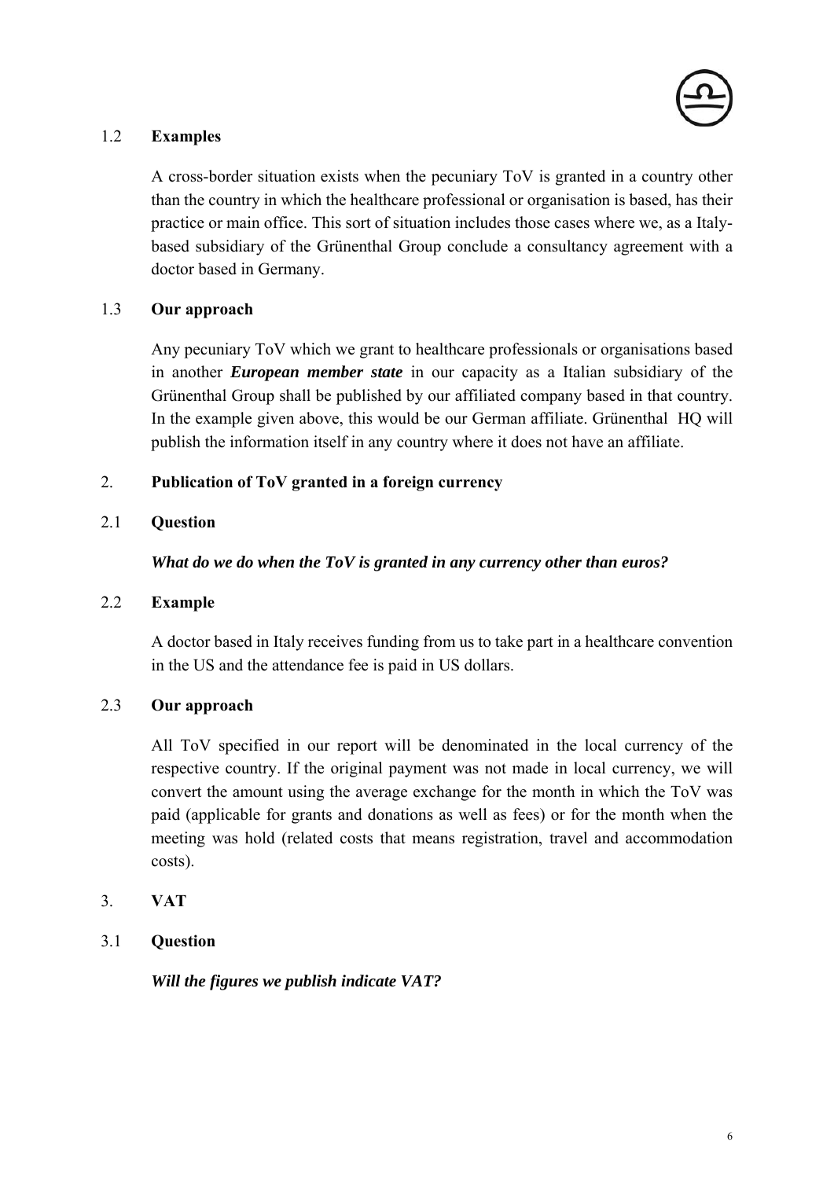### 1.2 **Examples**

A cross-border situation exists when the pecuniary ToV is granted in a country other than the country in which the healthcare professional or organisation is based, has their practice or main office. This sort of situation includes those cases where we, as a Italy-based subsidiary of the Grünenthal Group conclude a consultancy agreement with a doctor based in Germany.

### 1.3 **Our approach**

Any pecuniary ToV which we grant to healthcare professionals or organisations based in another ***European member state*** in our capacity as a Italian subsidiary of the Grünenthal Group shall be published by our affiliated company based in that country. In the example given above, this would be our German affiliate. Grünenthal HQ will publish the information itself in any country where it does not have an affiliate.

## 2. **Publication of ToV granted in a foreign currency**

### 2.1 **Question**

***What do we do when the ToV is granted in any currency other than euros?***

### 2.2 **Example**

A doctor based in Italy receives funding from us to take part in a healthcare convention in the US and the attendance fee is paid in US dollars.

### 2.3 **Our approach**

All ToV specified in our report will be denominated in the local currency of the respective country. If the original payment was not made in local currency, we will convert the amount using the average exchange for the month in which the ToV was paid (applicable for grants and donations as well as fees) or for the month when the meeting was hold (related costs that means registration, travel and accommodation costs).

## 3. **VAT**

### 3.1 **Question**

***Will the figures we publish indicate VAT?***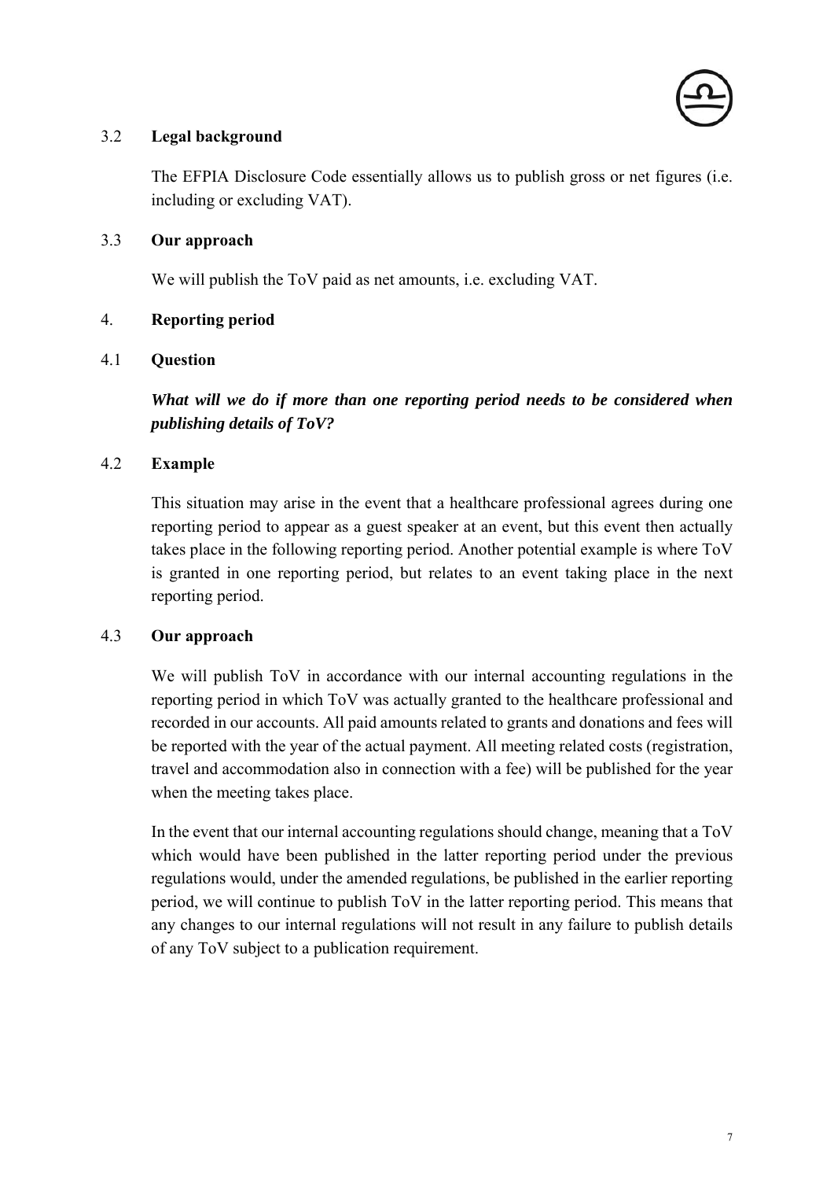### 3.2 **Legal background**

The EFPIA Disclosure Code essentially allows us to publish gross or net figures (i.e. including or excluding VAT).

### 3.3 **Our approach**

We will publish the ToV paid as net amounts, i.e. excluding VAT.

## 4. **Reporting period**

### 4.1 **Question**

***What will we do if more than one reporting period needs to be considered when publishing details of ToV?***

### 4.2 **Example**

This situation may arise in the event that a healthcare professional agrees during one reporting period to appear as a guest speaker at an event, but this event then actually takes place in the following reporting period. Another potential example is where ToV is granted in one reporting period, but relates to an event taking place in the next reporting period.

### 4.3 **Our approach**

We will publish ToV in accordance with our internal accounting regulations in the reporting period in which ToV was actually granted to the healthcare professional and recorded in our accounts. All paid amounts related to grants and donations and fees will be reported with the year of the actual payment. All meeting related costs (registration, travel and accommodation also in connection with a fee) will be published for the year when the meeting takes place.

In the event that our internal accounting regulations should change, meaning that a ToV which would have been published in the latter reporting period under the previous regulations would, under the amended regulations, be published in the earlier reporting period, we will continue to publish ToV in the latter reporting period. This means that any changes to our internal regulations will not result in any failure to publish details of any ToV subject to a publication requirement.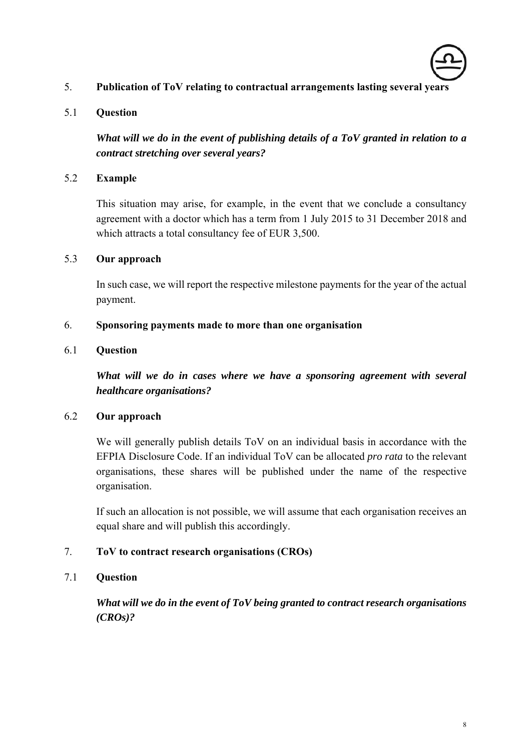## 5. Publication of ToV relating to contractual arrangements lasting several years

### 5.1 Question

***What will we do in the event of publishing details of a ToV granted in relation to a contract stretching over several years?***

### 5.2 Example

This situation may arise, for example, in the event that we conclude a consultancy agreement with a doctor which has a term from 1 July 2015 to 31 December 2018 and which attracts a total consultancy fee of EUR 3,500.

### 5.3 Our approach

In such case, we will report the respective milestone payments for the year of the actual payment.

## 6. Sponsoring payments made to more than one organisation

### 6.1 Question

***What will we do in cases where we have a sponsoring agreement with several healthcare organisations?***

### 6.2 Our approach

We will generally publish details ToV on an individual basis in accordance with the EFPIA Disclosure Code. If an individual ToV can be allocated *pro rata* to the relevant organisations, these shares will be published under the name of the respective organisation.

If such an allocation is not possible, we will assume that each organisation receives an equal share and will publish this accordingly.

## 7. ToV to contract research organisations (CROs)

### 7.1 Question

***What will we do in the event of ToV being granted to contract research organisations (CROs)?***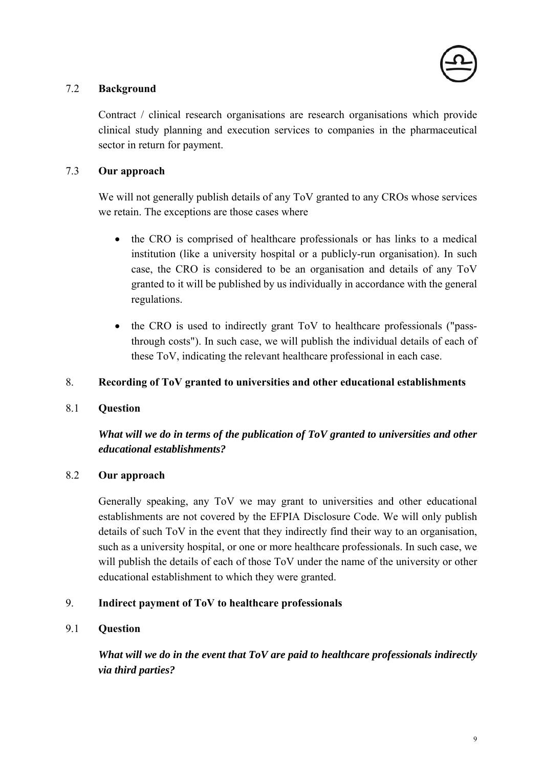### 7.2 Background

Contract / clinical research organisations are research organisations which provide clinical study planning and execution services to companies in the pharmaceutical sector in return for payment.

### 7.3 Our approach

We will not generally publish details of any ToV granted to any CROs whose services we retain. The exceptions are those cases where

- the CRO is comprised of healthcare professionals or has links to a medical institution (like a university hospital or a publicly-run organisation). In such case, the CRO is considered to be an organisation and details of any ToV granted to it will be published by us individually in accordance with the general regulations.
- the CRO is used to indirectly grant ToV to healthcare professionals ("pass-through costs"). In such case, we will publish the individual details of each of these ToV, indicating the relevant healthcare professional in each case.

## 8. Recording of ToV granted to universities and other educational establishments

### 8.1 Question

***What will we do in terms of the publication of ToV granted to universities and other educational establishments?***

### 8.2 Our approach

Generally speaking, any ToV we may grant to universities and other educational establishments are not covered by the EFPIA Disclosure Code. We will only publish details of such ToV in the event that they indirectly find their way to an organisation, such as a university hospital, or one or more healthcare professionals. In such case, we will publish the details of each of those ToV under the name of the university or other educational establishment to which they were granted.

## 9. Indirect payment of ToV to healthcare professionals

### 9.1 Question

***What will we do in the event that ToV are paid to healthcare professionals indirectly via third parties?***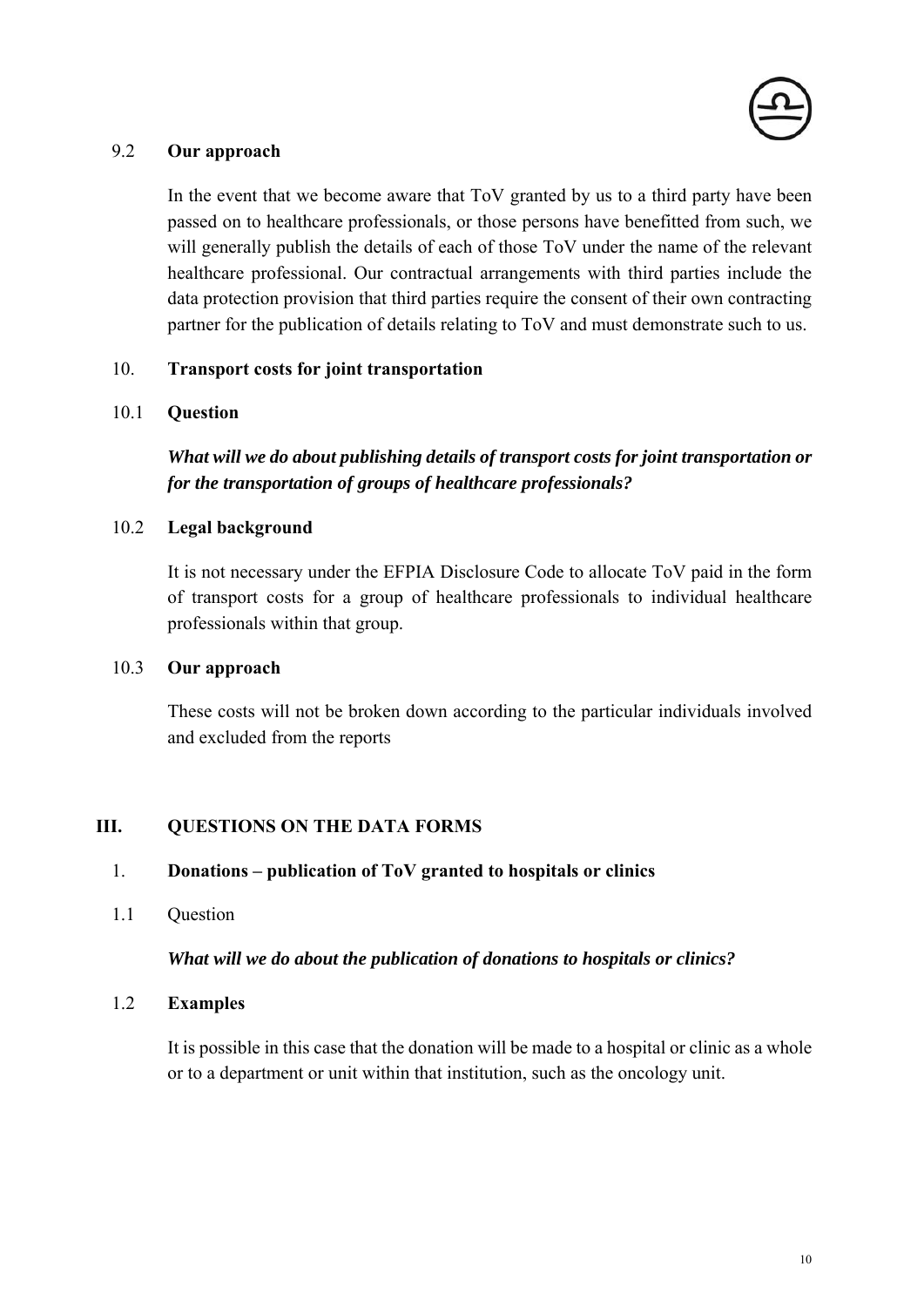### 9.2 Our approach

In the event that we become aware that ToV granted by us to a third party have been passed on to healthcare professionals, or those persons have benefitted from such, we will generally publish the details of each of those ToV under the name of the relevant healthcare professional. Our contractual arrangements with third parties include the data protection provision that third parties require the consent of their own contracting partner for the publication of details relating to ToV and must demonstrate such to us.

## 10. Transport costs for joint transportation

### 10.1 Question

***What will we do about publishing details of transport costs for joint transportation or for the transportation of groups of healthcare professionals?***

### 10.2 Legal background

It is not necessary under the EFPIA Disclosure Code to allocate ToV paid in the form of transport costs for a group of healthcare professionals to individual healthcare professionals within that group.

### 10.3 Our approach

These costs will not be broken down according to the particular individuals involved and excluded from the reports

# III. QUESTIONS ON THE DATA FORMS

## 1. Donations – publication of ToV granted to hospitals or clinics

### 1.1 Question

***What will we do about the publication of donations to hospitals or clinics?***

### 1.2 Examples

It is possible in this case that the donation will be made to a hospital or clinic as a whole or to a department or unit within that institution, such as the oncology unit.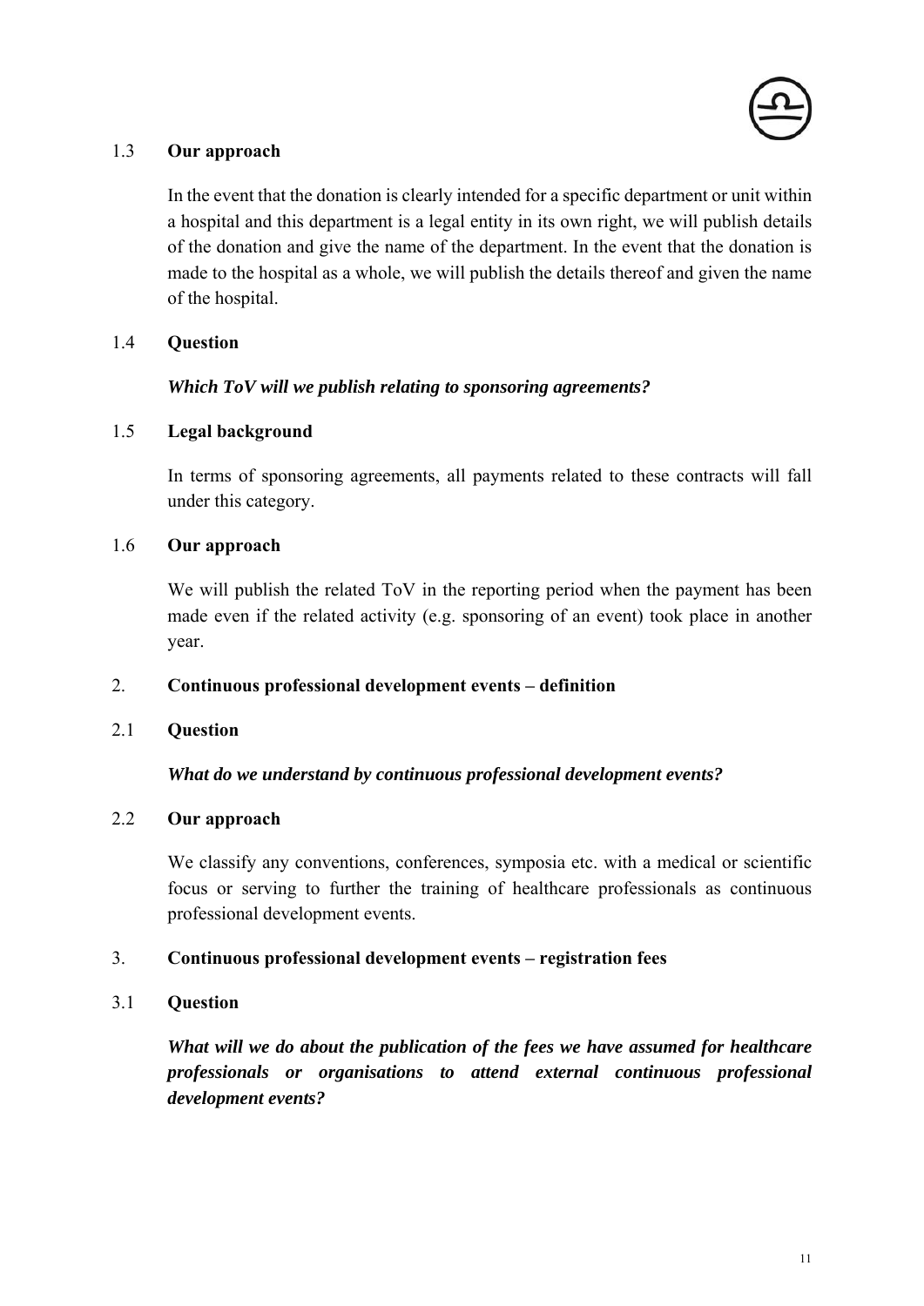### 1.3 Our approach

In the event that the donation is clearly intended for a specific department or unit within a hospital and this department is a legal entity in its own right, we will publish details of the donation and give the name of the department. In the event that the donation is made to the hospital as a whole, we will publish the details thereof and given the name of the hospital.

### 1.4 Question

***Which ToV will we publish relating to sponsoring agreements?***

### 1.5 Legal background

In terms of sponsoring agreements, all payments related to these contracts will fall under this category.

### 1.6 Our approach

We will publish the related ToV in the reporting period when the payment has been made even if the related activity (e.g. sponsoring of an event) took place in another year.

## 2. Continuous professional development events – definition

### 2.1 Question

***What do we understand by continuous professional development events?***

### 2.2 Our approach

We classify any conventions, conferences, symposia etc. with a medical or scientific focus or serving to further the training of healthcare professionals as continuous professional development events.

## 3. Continuous professional development events – registration fees

### 3.1 Question

***What will we do about the publication of the fees we have assumed for healthcare professionals or organisations to attend external continuous professional development events?***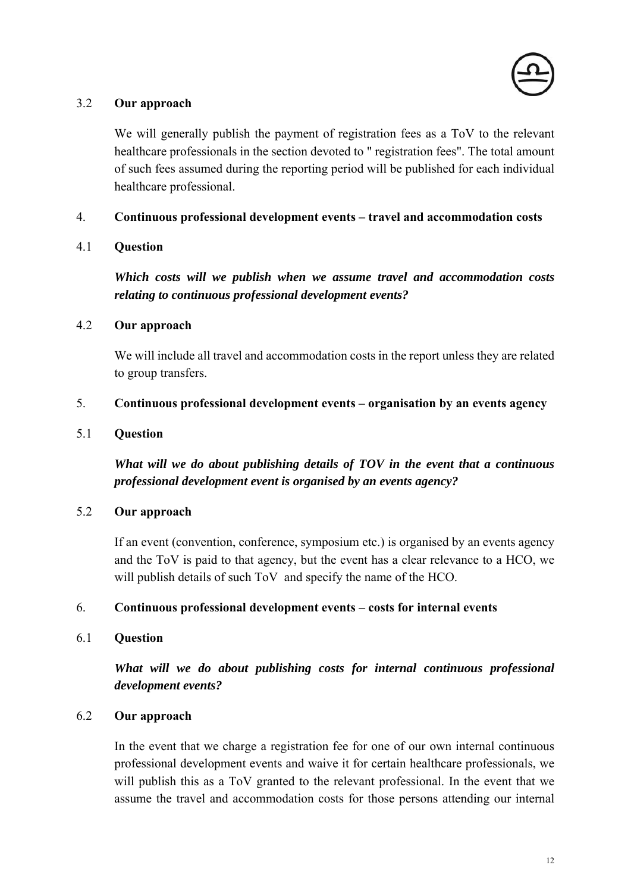### 3.2 Our approach

We will generally publish the payment of registration fees as a ToV to the relevant healthcare professionals in the section devoted to " registration fees". The total amount of such fees assumed during the reporting period will be published for each individual healthcare professional.

## 4. Continuous professional development events – travel and accommodation costs

### 4.1 Question

***Which costs will we publish when we assume travel and accommodation costs relating to continuous professional development events?***

### 4.2 Our approach

We will include all travel and accommodation costs in the report unless they are related to group transfers.

## 5. Continuous professional development events – organisation by an events agency

### 5.1 Question

***What will we do about publishing details of TOV in the event that a continuous professional development event is organised by an events agency?***

### 5.2 Our approach

If an event (convention, conference, symposium etc.) is organised by an events agency and the ToV is paid to that agency, but the event has a clear relevance to a HCO, we will publish details of such ToV and specify the name of the HCO.

## 6. Continuous professional development events – costs for internal events

### 6.1 Question

***What will we do about publishing costs for internal continuous professional development events?***

### 6.2 Our approach

In the event that we charge a registration fee for one of our own internal continuous professional development events and waive it for certain healthcare professionals, we will publish this as a ToV granted to the relevant professional. In the event that we assume the travel and accommodation costs for those persons attending our internal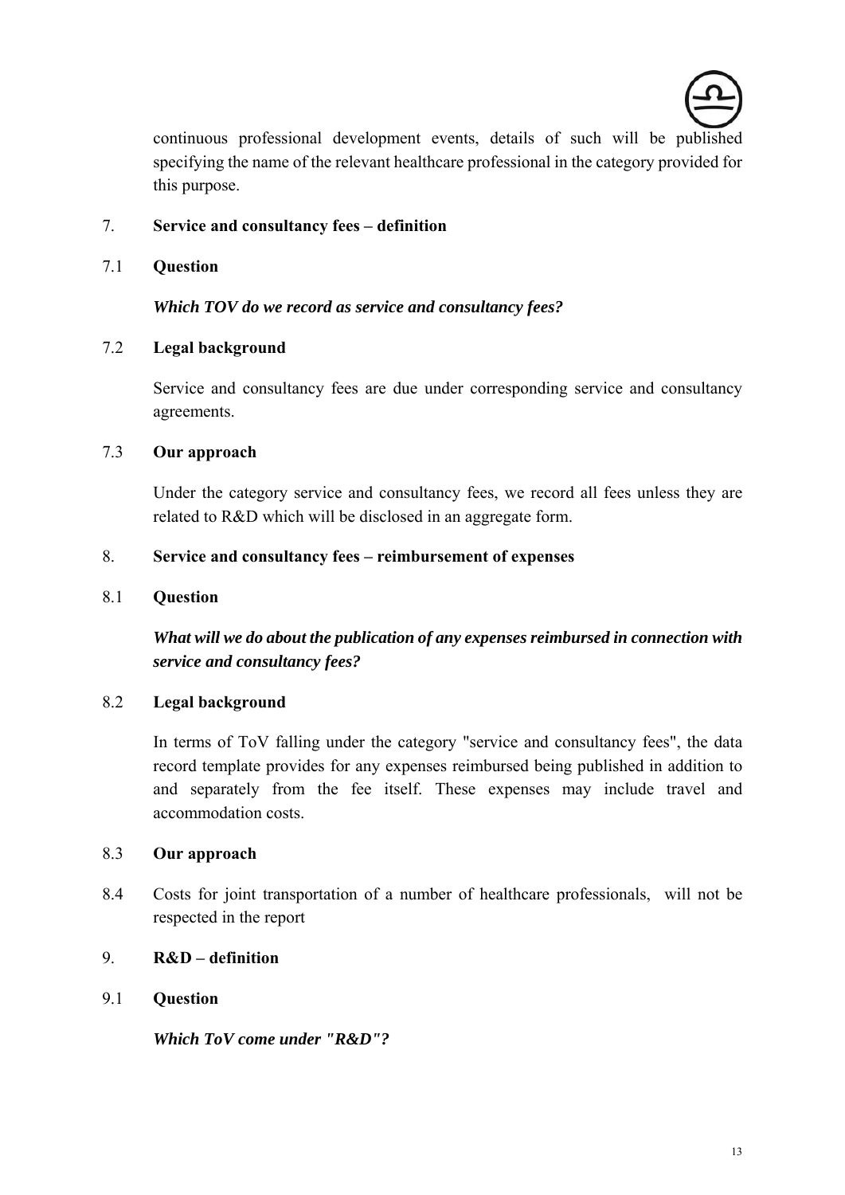continuous professional development events, details of such will be published specifying the name of the relevant healthcare professional in the category provided for this purpose.

## 7. Service and consultancy fees – definition

### 7.1 Question

***Which TOV do we record as service and consultancy fees?***

### 7.2 Legal background

Service and consultancy fees are due under corresponding service and consultancy agreements.

### 7.3 Our approach

Under the category service and consultancy fees, we record all fees unless they are related to R&D which will be disclosed in an aggregate form.

## 8. Service and consultancy fees – reimbursement of expenses

### 8.1 Question

***What will we do about the publication of any expenses reimbursed in connection with service and consultancy fees?***

### 8.2 Legal background

In terms of ToV falling under the category "service and consultancy fees", the data record template provides for any expenses reimbursed being published in addition to and separately from the fee itself. These expenses may include travel and accommodation costs.

### 8.3 Our approach

8.4 Costs for joint transportation of a number of healthcare professionals, will not be respected in the report

## 9. R&D – definition

### 9.1 Question

***Which ToV come under "R&D"?***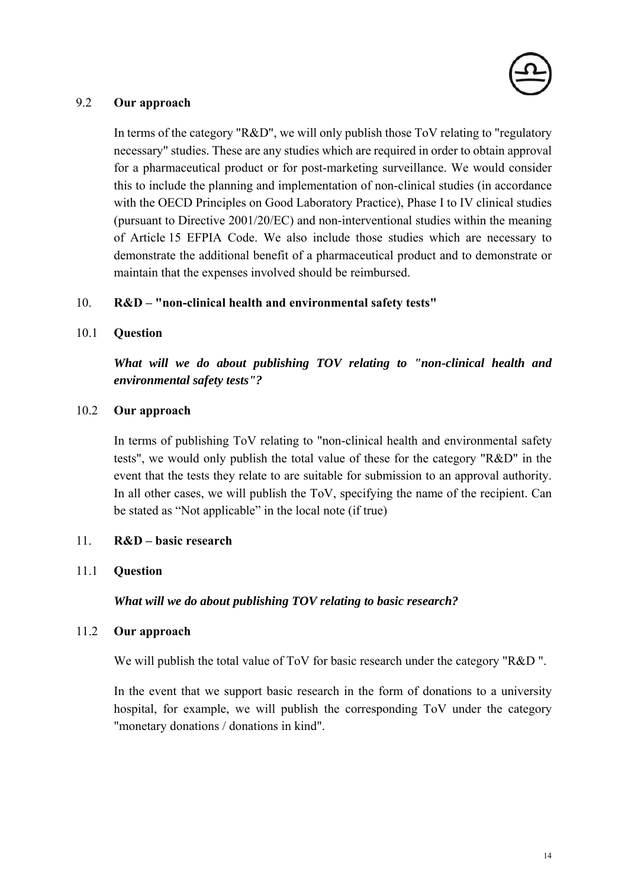### 9.2 **Our approach**

In terms of the category "R&D", we will only publish those ToV relating to "regulatory necessary" studies. These are any studies which are required in order to obtain approval for a pharmaceutical product or for post-marketing surveillance. We would consider this to include the planning and implementation of non-clinical studies (in accordance with the OECD Principles on Good Laboratory Practice), Phase I to IV clinical studies (pursuant to Directive 2001/20/EC) and non-interventional studies within the meaning of Article 15 EFPIA Code. We also include those studies which are necessary to demonstrate the additional benefit of a pharmaceutical product and to demonstrate or maintain that the expenses involved should be reimbursed.

## 10. **R&D – "non-clinical health and environmental safety tests"**

### 10.1 **Question**

***What will we do about publishing TOV relating to "non-clinical health and environmental safety tests"?***

### 10.2 **Our approach**

In terms of publishing ToV relating to "non-clinical health and environmental safety tests", we would only publish the total value of these for the category "R&D" in the event that the tests they relate to are suitable for submission to an approval authority. In all other cases, we will publish the ToV, specifying the name of the recipient. Can be stated as "Not applicable" in the local note (if true)

## 11. **R&D – basic research**

### 11.1 **Question**

***What will we do about publishing TOV relating to basic research?***

### 11.2 **Our approach**

We will publish the total value of ToV for basic research under the category "R&D ".

In the event that we support basic research in the form of donations to a university hospital, for example, we will publish the corresponding ToV under the category "monetary donations / donations in kind".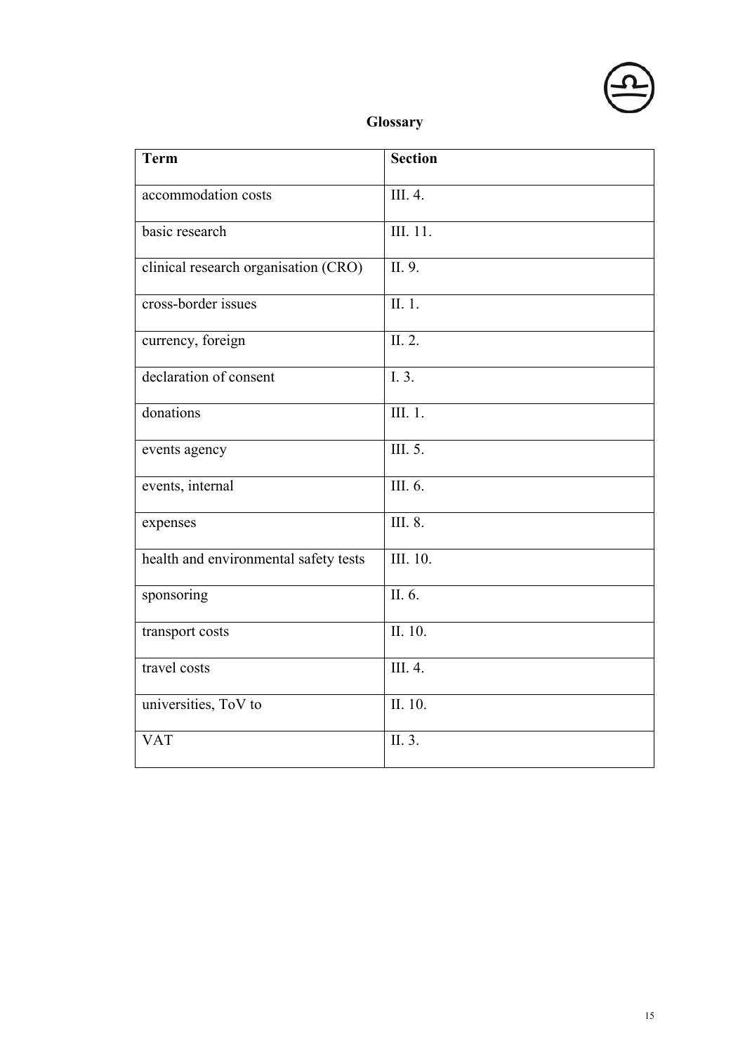## Glossary

| Term | Section |
|---|---|
| accommodation costs | III. 4. |
| basic research | III. 11. |
| clinical research organisation (CRO) | II. 9. |
| cross-border issues | II. 1. |
| currency, foreign | II. 2. |
| declaration of consent | I. 3. |
| donations | III. 1. |
| events agency | III. 5. |
| events, internal | III. 6. |
| expenses | III. 8. |
| health and environmental safety tests | III. 10. |
| sponsoring | II. 6. |
| transport costs | II. 10. |
| travel costs | III. 4. |
| universities, ToV to | II. 10. |
| VAT | II. 3. |